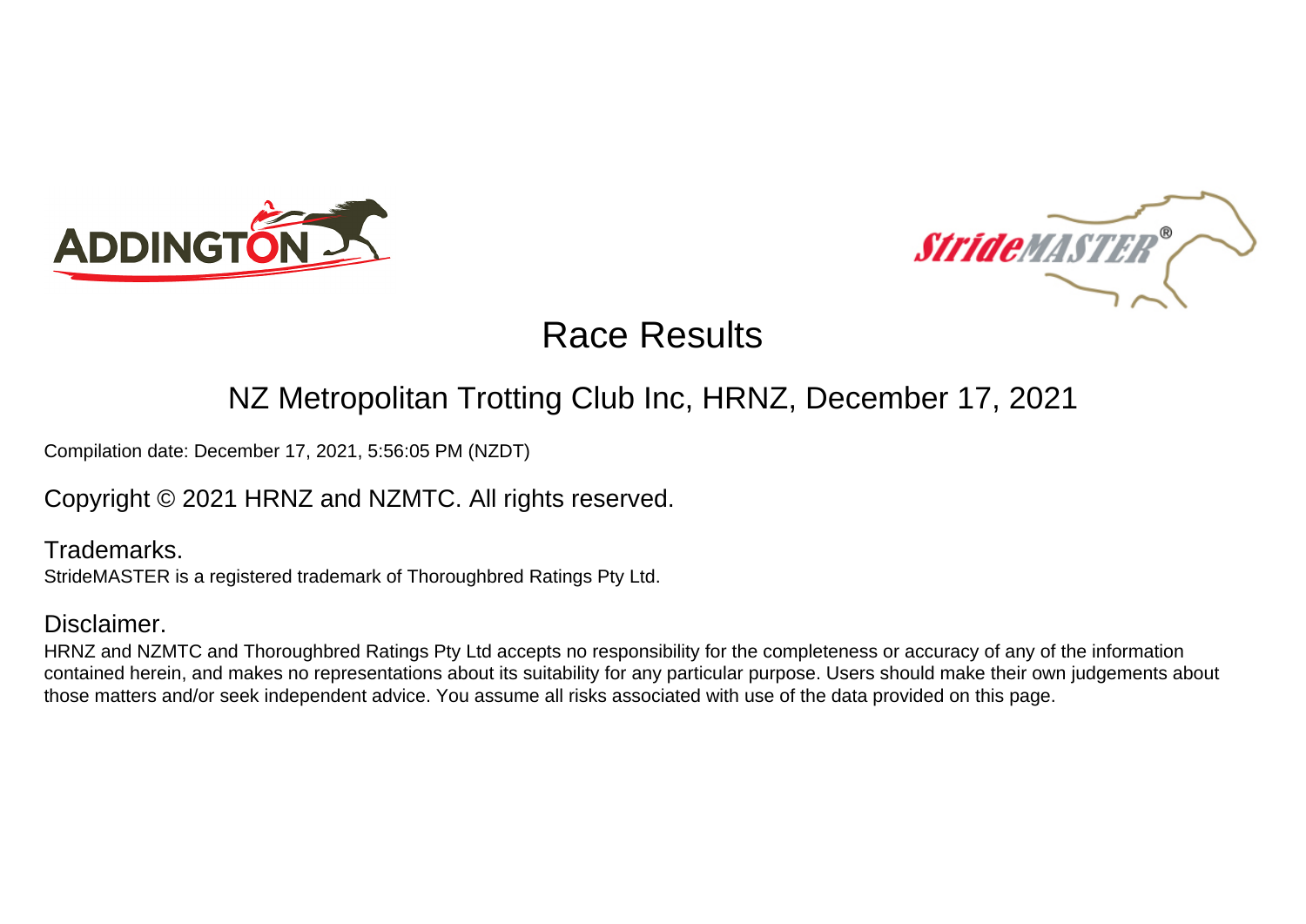# Race Results

## NZ Metropolitan Trotting Club Inc, HRNZ, December 17, 2021

Compilation date: December 17, 2021, 5:56:05 PM (NZDT)

Copyright © 2021 HRNZ and NZMTC. All rights reserved.

### Trademarks.

StrideMASTER is a registered trademark of Thoroughbred Ratings Pty Ltd.

### Disclaimer.

HRNZ and NZMTC and Thoroughbred Ratings Pty Ltd accepts no responsibility for the completeness or accuracy of any of the information contained herein, and makes no representations about its suitability for any particular purpose. Users should make their own judgements about those matters and/or seek independent advice. You assume all risks associated with use of the data provided on this page.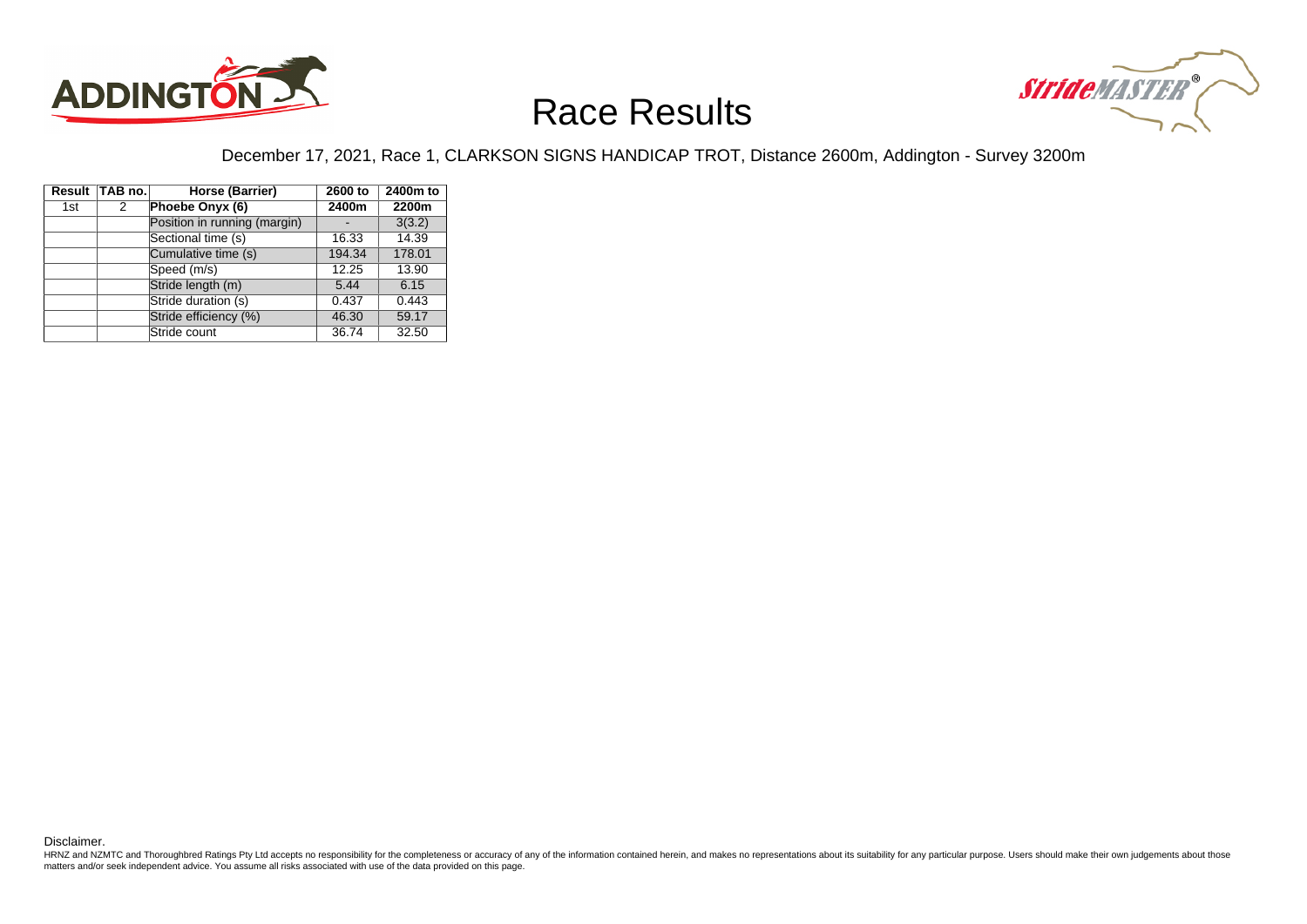# Race Results

December 17, 2021, Race 1, CLARKSON SIGNS HANDICAP TROT, Distance 2600m, Addington - Survey 3200m

| Result | TAB no. | Horse (Barrier) | 2600 to 2400m | 2400m to 2200m |
|---|---|---|---|---|
| 1st | 2 | **Phoebe Onyx (6)** | | |
| | | Position in running (margin) | - | 3(3.2) |
| | | Sectional time (s) | 16.33 | 14.39 |
| | | Cumulative time (s) | 194.34 | 178.01 |
| | | Speed (m/s) | 12.25 | 13.90 |
| | | Stride length (m) | 5.44 | 6.15 |
| | | Stride duration (s) | 0.437 | 0.443 |
| | | Stride efficiency (%) | 46.30 | 59.17 |
| | | Stride count | 36.74 | 32.50 |

Disclaimer.

HRNZ and NZMTC and Thoroughbred Ratings Pty Ltd accepts no responsibility for the completeness or accuracy of any of the information contained herein, and makes no representations about its suitability for any particular purpose. Users should make their own judgements about those matters and/or seek independent advice. You assume all risks associated with use of the data provided on this page.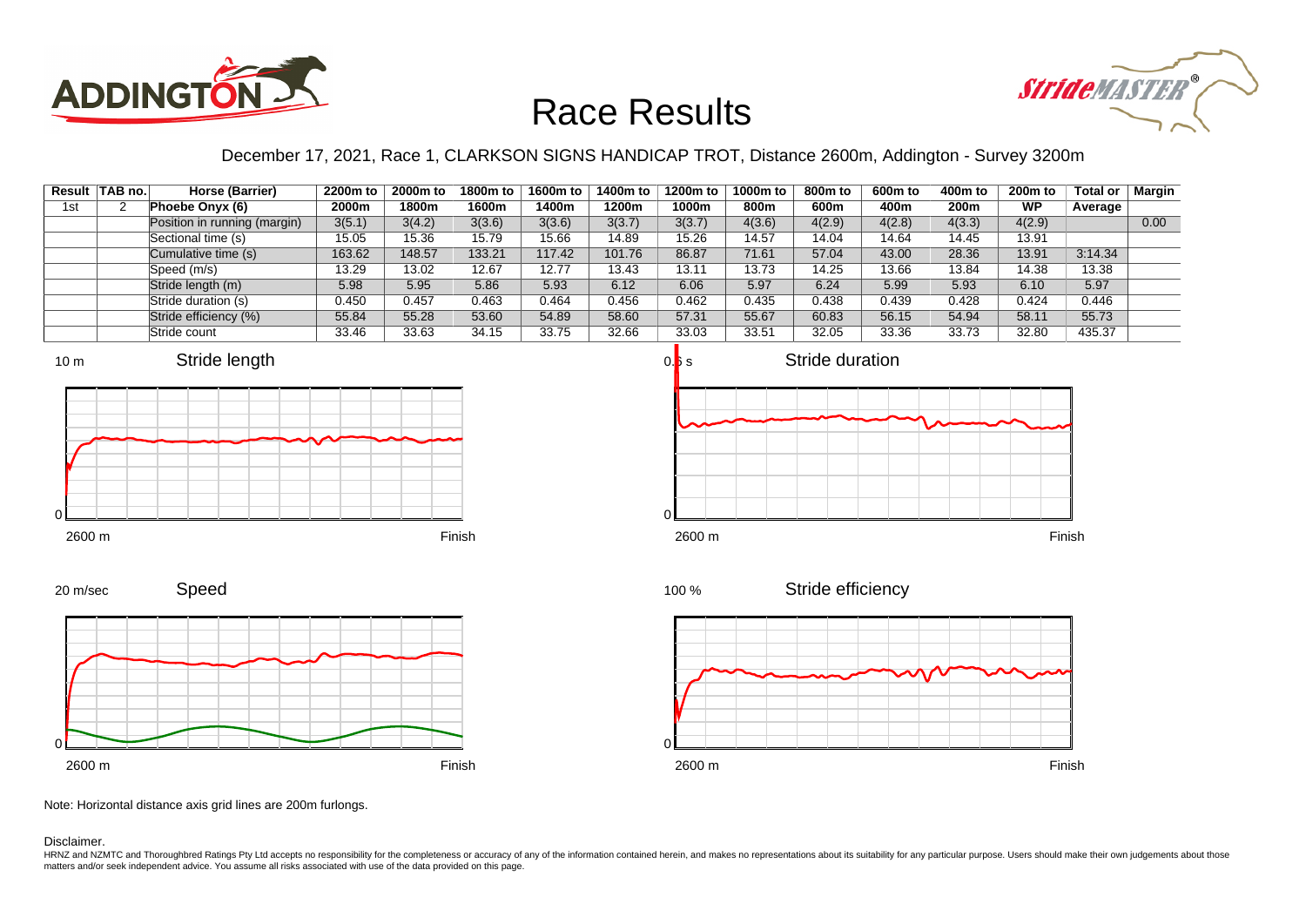# Race Results

December 17, 2021, Race 1, CLARKSON SIGNS HANDICAP TROT, Distance 2600m, Addington - Survey 3200m

| Result | TAB no. | Horse (Barrier) | 2200m to 2000m | 2000m to 1800m | 1800m to 1600m | 1600m to 1400m | 1400m to 1200m | 1200m to 1000m | 1000m to 800m | 800m to 600m | 600m to 400m | 400m to 200m | 200m to WP | Total or Average | Margin |
|---|---|---|---|---|---|---|---|---|---|---|---|---|---|---|---|
| 1st | 2 | **Phoebe Onyx (6)** | | | | | | | | | | | | | |
| | | Position in running (margin) | 3(5.1) | 3(4.2) | 3(3.6) | 3(3.6) | 3(3.7) | 3(3.7) | 4(3.6) | 4(2.9) | 4(2.8) | 4(3.3) | 4(2.9) | | 0.00 |
| | | Sectional time (s) | 15.05 | 15.36 | 15.79 | 15.66 | 14.89 | 15.26 | 14.57 | 14.04 | 14.64 | 14.45 | 13.91 | | |
| | | Cumulative time (s) | 163.62 | 148.57 | 133.21 | 117.42 | 101.76 | 86.87 | 71.61 | 57.04 | 43.00 | 28.36 | 13.91 | 3:14.34 | |
| | | Speed (m/s) | 13.29 | 13.02 | 12.67 | 12.77 | 13.43 | 13.11 | 13.73 | 14.25 | 13.66 | 13.84 | 14.38 | 13.38 | |
| | | Stride length (m) | 5.98 | 5.95 | 5.86 | 5.93 | 6.12 | 6.06 | 5.97 | 6.24 | 5.99 | 5.93 | 6.10 | 5.97 | |
| | | Stride duration (s) | 0.450 | 0.457 | 0.463 | 0.464 | 0.456 | 0.462 | 0.435 | 0.438 | 0.439 | 0.428 | 0.424 | 0.446 | |
| | | Stride efficiency (%) | 55.84 | 55.28 | 53.60 | 54.89 | 58.60 | 57.31 | 55.67 | 60.83 | 56.15 | 54.94 | 58.11 | 55.73 | |
| | | Stride count | 33.46 | 33.63 | 34.15 | 33.75 | 32.66 | 33.03 | 33.51 | 32.05 | 33.36 | 33.73 | 32.80 | 435.37 | |

Stride length (10 m; 0; 2600 m – Finish)

Stride duration (0.5 s; 0; 2600 m – Finish)

Speed (20 m/sec; 0; 2600 m – Finish)

Stride efficiency (100 %; 0; 2600 m – Finish)

Note: Horizontal distance axis grid lines are 200m furlongs.

Disclaimer.

HRNZ and NZMTC and Thoroughbred Ratings Pty Ltd accepts no responsibility for the completeness or accuracy of any of the information contained herein, and makes no representations about its suitability for any particular purpose. Users should make their own judgements about those matters and/or seek independent advice. You assume all risks associated with use of the data provided on this page.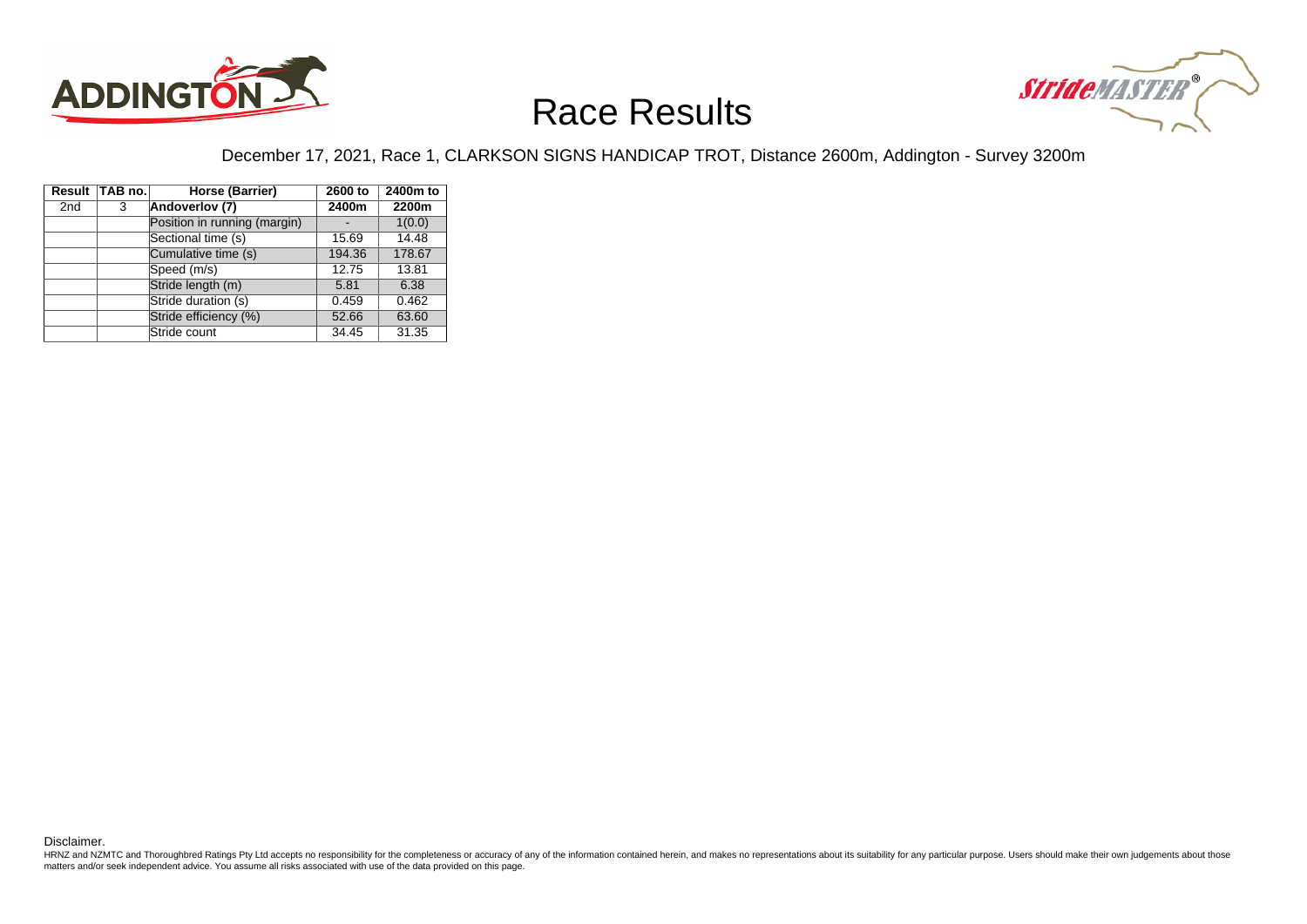# Race Results

December 17, 2021, Race 1, CLARKSON SIGNS HANDICAP TROT, Distance 2600m, Addington - Survey 3200m

| Result | TAB no. | Horse (Barrier) | 2600 to 2400m | 2400m to 2200m |
|---|---|---|---|---|
| 2nd | 3 | **Andoverlov (7)** | | |
| | | Position in running (margin) | - | 1(0.0) |
| | | Sectional time (s) | 15.69 | 14.48 |
| | | Cumulative time (s) | 194.36 | 178.67 |
| | | Speed (m/s) | 12.75 | 13.81 |
| | | Stride length (m) | 5.81 | 6.38 |
| | | Stride duration (s) | 0.459 | 0.462 |
| | | Stride efficiency (%) | 52.66 | 63.60 |
| | | Stride count | 34.45 | 31.35 |

Disclaimer.

HRNZ and NZMTC and Thoroughbred Ratings Pty Ltd accepts no responsibility for the completeness or accuracy of any of the information contained herein, and makes no representations about its suitability for any particular purpose. Users should make their own judgements about those matters and/or seek independent advice. You assume all risks associated with use of the data provided on this page.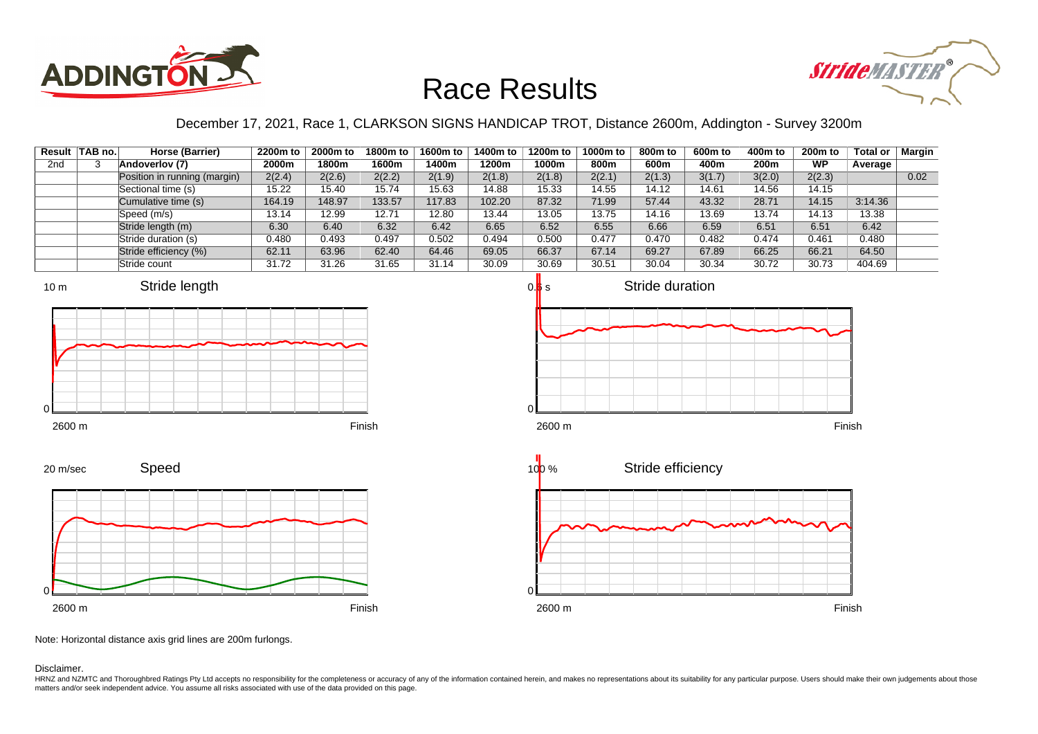# Race Results

December 17, 2021, Race 1, CLARKSON SIGNS HANDICAP TROT, Distance 2600m, Addington - Survey 3200m

| Result | TAB no. | Horse (Barrier) | 2200m to 2000m | 2000m to 1800m | 1800m to 1600m | 1600m to 1400m | 1400m to 1200m | 1200m to 1000m | 1000m to 800m | 800m to 600m | 600m to 400m | 400m to 200m | 200m to WP | Total or Average | Margin |
|---|---|---|---|---|---|---|---|---|---|---|---|---|---|---|---|
| 2nd | 3 | Andoverlov (7) | | | | | | | | | | | | | |
| | | Position in running (margin) | 2(2.4) | 2(2.6) | 2(2.2) | 2(1.9) | 2(1.8) | 2(1.8) | 2(2.1) | 2(1.3) | 3(1.7) | 3(2.0) | 2(2.3) | | 0.02 |
| | | Sectional time (s) | 15.22 | 15.40 | 15.74 | 15.63 | 14.88 | 15.33 | 14.55 | 14.12 | 14.61 | 14.56 | 14.15 | | |
| | | Cumulative time (s) | 164.19 | 148.97 | 133.57 | 117.83 | 102.20 | 87.32 | 71.99 | 57.44 | 43.32 | 28.71 | 14.15 | 3:14.36 | |
| | | Speed (m/s) | 13.14 | 12.99 | 12.71 | 12.80 | 13.44 | 13.05 | 13.75 | 14.16 | 13.69 | 13.74 | 14.13 | 13.38 | |
| | | Stride length (m) | 6.30 | 6.40 | 6.32 | 6.42 | 6.65 | 6.52 | 6.55 | 6.66 | 6.59 | 6.51 | 6.51 | 6.42 | |
| | | Stride duration (s) | 0.480 | 0.493 | 0.497 | 0.502 | 0.494 | 0.500 | 0.477 | 0.470 | 0.482 | 0.474 | 0.461 | 0.480 | |
| | | Stride efficiency (%) | 62.11 | 63.96 | 62.40 | 64.46 | 69.05 | 66.37 | 67.14 | 69.27 | 67.89 | 66.25 | 66.21 | 64.50 | |
| | | Stride count | 31.72 | 31.26 | 31.65 | 31.14 | 30.09 | 30.69 | 30.51 | 30.04 | 30.34 | 30.72 | 30.73 | 404.69 | |

Note: Horizontal distance axis grid lines are 200m furlongs.

Disclaimer.

HRNZ and NZMTC and Thoroughbred Ratings Pty Ltd accepts no responsibility for the completeness or accuracy of any of the information contained herein, and makes no representations about its suitability for any particular purpose. Users should make their own judgements about those matters and/or seek independent advice. You assume all risks associated with use of the data provided on this page.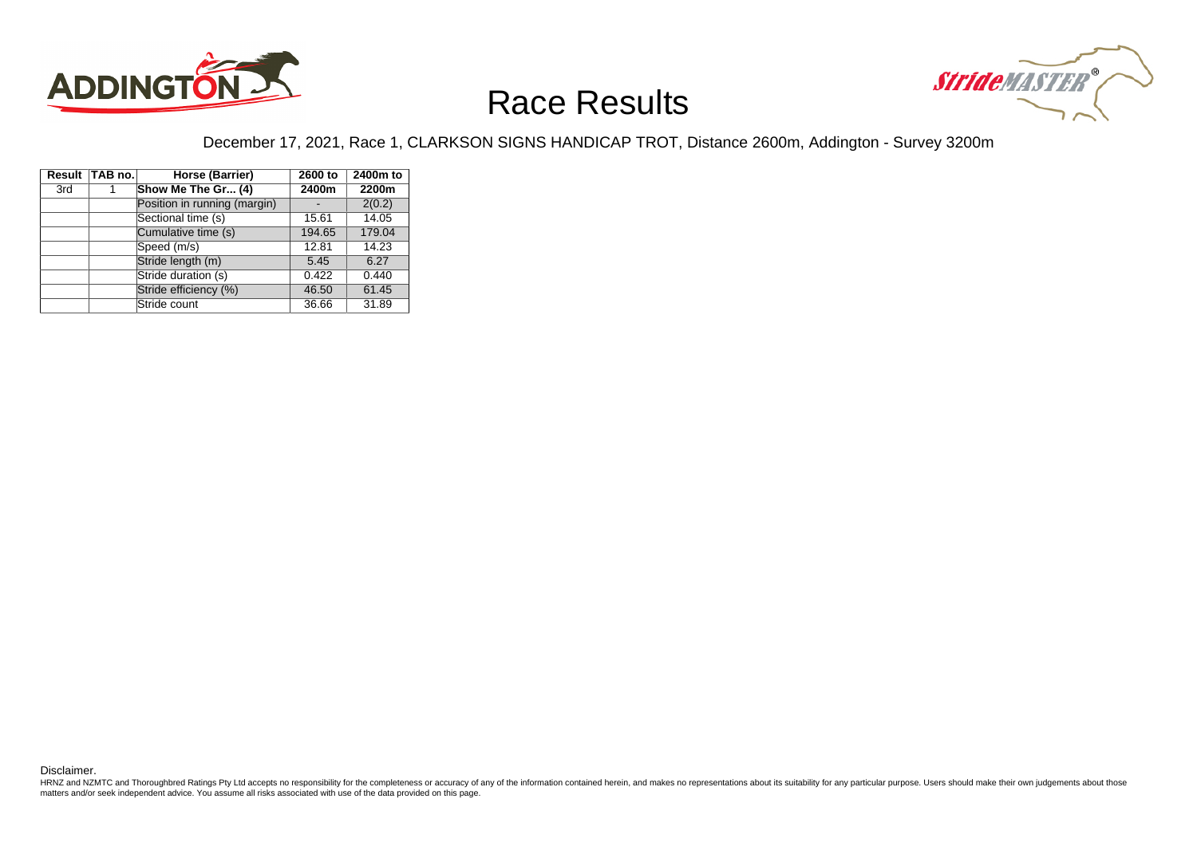# Race Results

December 17, 2021, Race 1, CLARKSON SIGNS HANDICAP TROT, Distance 2600m, Addington - Survey 3200m

| Result | TAB no. | Horse (Barrier) | 2600 to 2400m | 2400m to 2200m |
|---|---|---|---|---|
| 3rd | 1 | **Show Me The Gr... (4)** | | |
| | | Position in running (margin) | - | 2(0.2) |
| | | Sectional time (s) | 15.61 | 14.05 |
| | | Cumulative time (s) | 194.65 | 179.04 |
| | | Speed (m/s) | 12.81 | 14.23 |
| | | Stride length (m) | 5.45 | 6.27 |
| | | Stride duration (s) | 0.422 | 0.440 |
| | | Stride efficiency (%) | 46.50 | 61.45 |
| | | Stride count | 36.66 | 31.89 |

Disclaimer.

HRNZ and NZMTC and Thoroughbred Ratings Pty Ltd accepts no responsibility for the completeness or accuracy of any of the information contained herein, and makes no representations about its suitability for any particular purpose. Users should make their own judgements about those matters and/or seek independent advice. You assume all risks associated with use of the data provided on this page.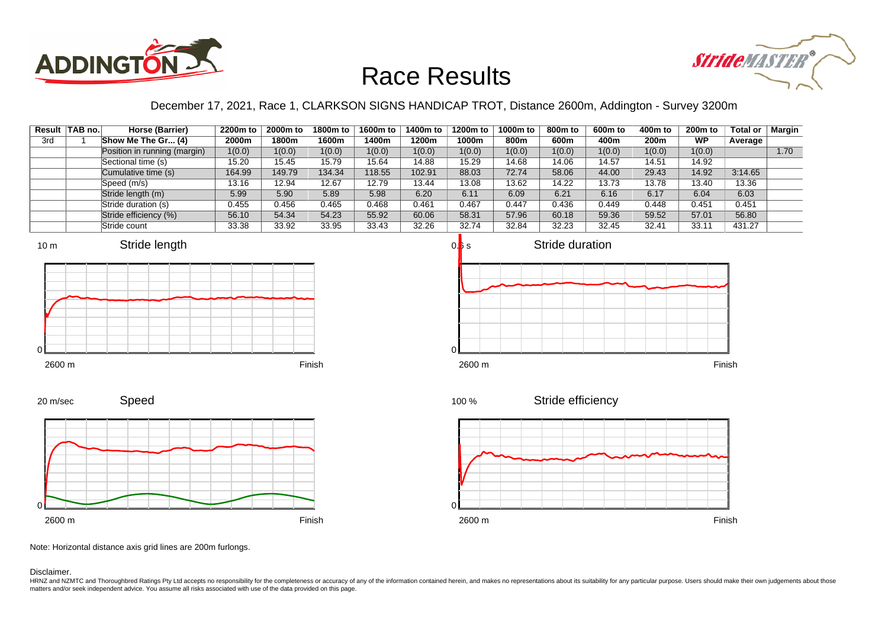# Race Results

December 17, 2021, Race 1, CLARKSON SIGNS HANDICAP TROT, Distance 2600m, Addington - Survey 3200m

| Result | TAB no. | Horse (Barrier) | 2200m to 2000m | 2000m to 1800m | 1800m to 1600m | 1600m to 1400m | 1400m to 1200m | 1200m to 1000m | 1000m to 800m | 800m to 600m | 600m to 400m | 400m to 200m | 200m to WP | Total or Average | Margin |
|---|---|---|---|---|---|---|---|---|---|---|---|---|---|---|---|
| 3rd | 1 | Show Me The Gr... (4) | | | | | | | | | | | | | |
| | | Position in running (margin) | 1(0.0) | 1(0.0) | 1(0.0) | 1(0.0) | 1(0.0) | 1(0.0) | 1(0.0) | 1(0.0) | 1(0.0) | 1(0.0) | 1(0.0) | | 1.70 |
| | | Sectional time (s) | 15.20 | 15.45 | 15.79 | 15.64 | 14.88 | 15.29 | 14.68 | 14.06 | 14.57 | 14.51 | 14.92 | | |
| | | Cumulative time (s) | 164.99 | 149.79 | 134.34 | 118.55 | 102.91 | 88.03 | 72.74 | 58.06 | 44.00 | 29.43 | 14.92 | 3:14.65 | |
| | | Speed (m/s) | 13.16 | 12.94 | 12.67 | 12.79 | 13.44 | 13.08 | 13.62 | 14.22 | 13.73 | 13.78 | 13.40 | 13.36 | |
| | | Stride length (m) | 5.99 | 5.90 | 5.89 | 5.98 | 6.20 | 6.11 | 6.09 | 6.21 | 6.16 | 6.17 | 6.04 | 6.03 | |
| | | Stride duration (s) | 0.455 | 0.456 | 0.465 | 0.468 | 0.461 | 0.467 | 0.447 | 0.436 | 0.449 | 0.448 | 0.451 | 0.451 | |
| | | Stride efficiency (%) | 56.10 | 54.34 | 54.23 | 55.92 | 60.06 | 58.31 | 57.96 | 60.18 | 59.36 | 59.52 | 57.01 | 56.80 | |
| | | Stride count | 33.38 | 33.92 | 33.95 | 33.43 | 32.26 | 32.74 | 32.84 | 32.23 | 32.45 | 32.41 | 33.11 | 431.27 | |

Note: Horizontal distance axis grid lines are 200m furlongs.

Disclaimer.

HRNZ and NZMTC and Thoroughbred Ratings Pty Ltd accepts no responsibility for the completeness or accuracy of any of the information contained herein, and makes no representations about its suitability for any particular purpose. Users should make their own judgements about those matters and/or seek independent advice. You assume all risks associated with use of the data provided on this page.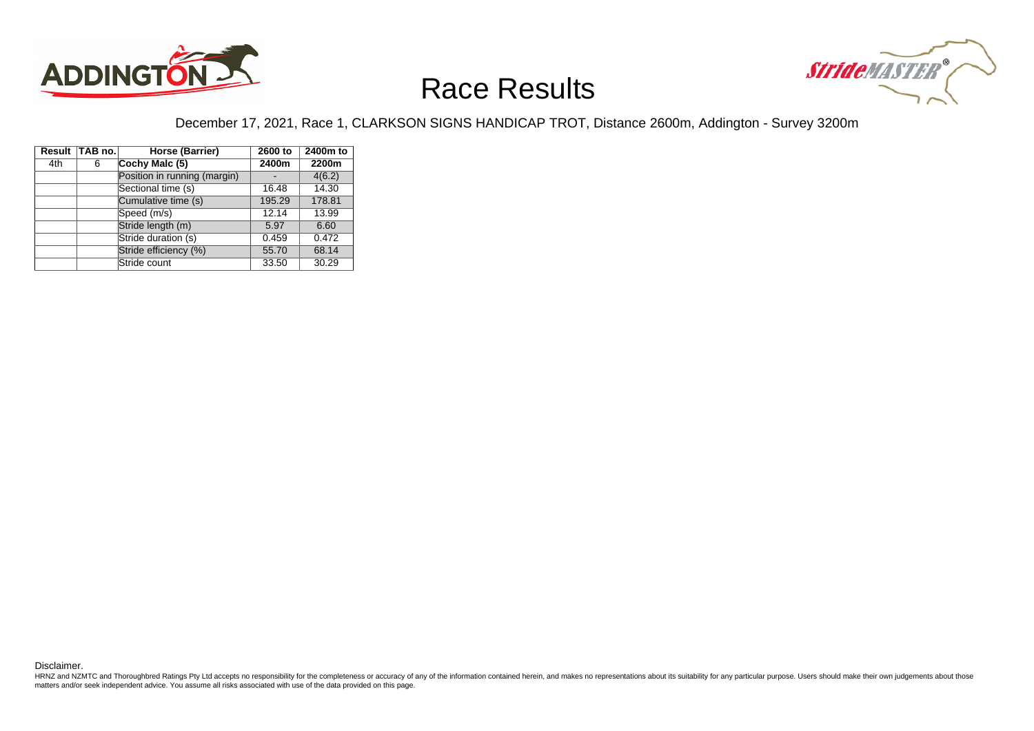# Race Results

December 17, 2021, Race 1, CLARKSON SIGNS HANDICAP TROT, Distance 2600m, Addington - Survey 3200m

| Result | TAB no. | Horse (Barrier) | 2600 to | 2400m to |
| --- | --- | --- | --- | --- |
| 4th | 6 | **Cochy Malc (5)** | **2400m** | **2200m** |
| | | Position in running (margin) | - | 4(6.2) |
| | | Sectional time (s) | 16.48 | 14.30 |
| | | Cumulative time (s) | 195.29 | 178.81 |
| | | Speed (m/s) | 12.14 | 13.99 |
| | | Stride length (m) | 5.97 | 6.60 |
| | | Stride duration (s) | 0.459 | 0.472 |
| | | Stride efficiency (%) | 55.70 | 68.14 |
| | | Stride count | 33.50 | 30.29 |

Disclaimer.

HRNZ and NZMTC and Thoroughbred Ratings Pty Ltd accepts no responsibility for the completeness or accuracy of any of the information contained herein, and makes no representations about its suitability for any particular purpose. Users should make their own judgements about those matters and/or seek independent advice. You assume all risks associated with use of the data provided on this page.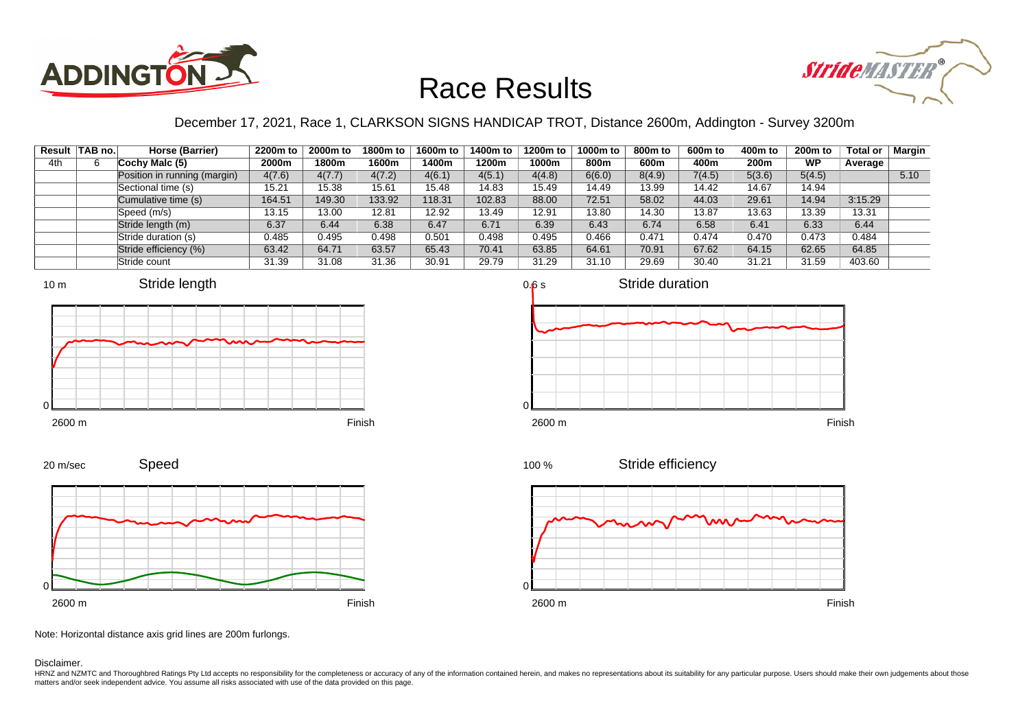# Race Results

December 17, 2021, Race 1, CLARKSON SIGNS HANDICAP TROT, Distance 2600m, Addington - Survey 3200m

| Result | TAB no. | Horse (Barrier) | 2200m to 2000m | 2000m to 1800m | 1800m to 1600m | 1600m to 1400m | 1400m to 1200m | 1200m to 1000m | 1000m to 800m | 800m to 600m | 600m to 400m | 400m to 200m | 200m to WP | Total or Average | Margin |
|---|---|---|---|---|---|---|---|---|---|---|---|---|---|---|---|
| 4th | 6 | Cochy Malc (5) | | | | | | | | | | | | | |
| | | Position in running (margin) | 4(7.6) | 4(7.7) | 4(7.2) | 4(6.1) | 4(5.1) | 4(4.8) | 6(6.0) | 8(4.9) | 7(4.5) | 5(3.6) | 5(4.5) | | 5.10 |
| | | Sectional time (s) | 15.21 | 15.38 | 15.61 | 15.48 | 14.83 | 15.49 | 14.49 | 13.99 | 14.42 | 14.67 | 14.94 | | |
| | | Cumulative time (s) | 164.51 | 149.30 | 133.92 | 118.31 | 102.83 | 88.00 | 72.51 | 58.02 | 44.03 | 29.61 | 14.94 | 3:15.29 | |
| | | Speed (m/s) | 13.15 | 13.00 | 12.81 | 12.92 | 13.49 | 12.91 | 13.80 | 14.30 | 13.87 | 13.63 | 13.39 | 13.31 | |
| | | Stride length (m) | 6.37 | 6.44 | 6.38 | 6.47 | 6.71 | 6.39 | 6.43 | 6.74 | 6.58 | 6.41 | 6.33 | 6.44 | |
| | | Stride duration (s) | 0.485 | 0.495 | 0.498 | 0.501 | 0.498 | 0.495 | 0.466 | 0.471 | 0.474 | 0.470 | 0.473 | 0.484 | |
| | | Stride efficiency (%) | 63.42 | 64.71 | 63.57 | 65.43 | 70.41 | 63.85 | 64.61 | 70.91 | 67.62 | 64.15 | 62.65 | 64.85 | |
| | | Stride count | 31.39 | 31.08 | 31.36 | 30.91 | 29.79 | 31.29 | 31.10 | 29.69 | 30.40 | 31.21 | 31.59 | 403.60 | |

Note: Horizontal distance axis grid lines are 200m furlongs.

Disclaimer.

HRNZ and NZMTC and Thoroughbred Ratings Pty Ltd accepts no responsibility for the completeness or accuracy of any of the information contained herein, and makes no representations about its suitability for any particular purpose. Users should make their own judgements about those matters and/or seek independent advice. You assume all risks associated with use of the data provided on this page.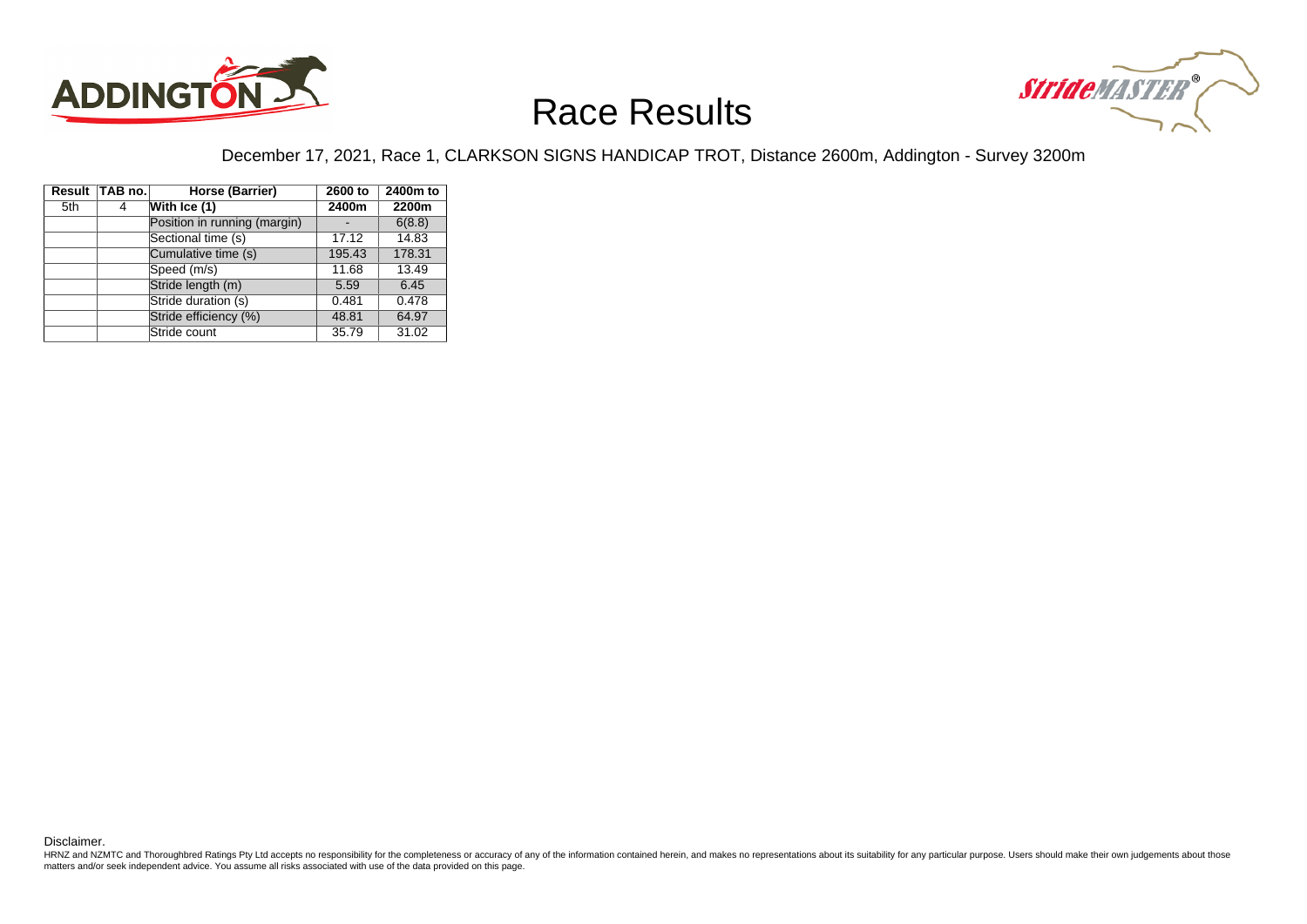# Race Results

December 17, 2021, Race 1, CLARKSON SIGNS HANDICAP TROT, Distance 2600m, Addington - Survey 3200m

| Result | TAB no. | Horse (Barrier) | 2600 to 2400m | 2400m to 2200m |
|---|---|---|---|---|
| 5th | 4 | **With Ice (1)** | | |
| | | Position in running (margin) | - | 6(8.8) |
| | | Sectional time (s) | 17.12 | 14.83 |
| | | Cumulative time (s) | 195.43 | 178.31 |
| | | Speed (m/s) | 11.68 | 13.49 |
| | | Stride length (m) | 5.59 | 6.45 |
| | | Stride duration (s) | 0.481 | 0.478 |
| | | Stride efficiency (%) | 48.81 | 64.97 |
| | | Stride count | 35.79 | 31.02 |

Disclaimer.

HRNZ and NZMTC and Thoroughbred Ratings Pty Ltd accepts no responsibility for the completeness or accuracy of any of the information contained herein, and makes no representations about its suitability for any particular purpose. Users should make their own judgements about those matters and/or seek independent advice. You assume all risks associated with use of the data provided on this page.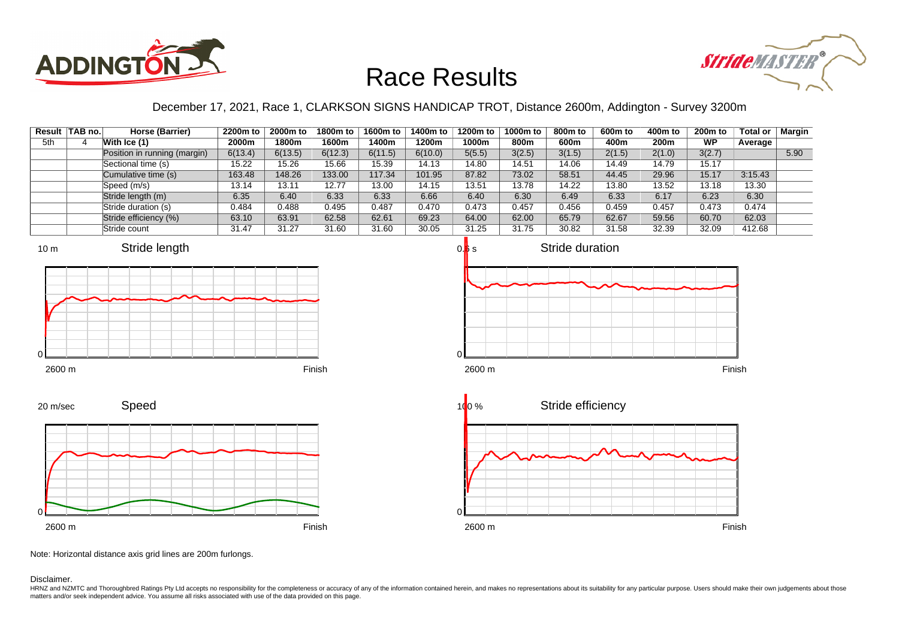# Race Results

December 17, 2021, Race 1, CLARKSON SIGNS HANDICAP TROT, Distance 2600m, Addington - Survey 3200m

| Result | TAB no. | Horse (Barrier) | 2200m to 2000m | 2000m to 1800m | 1800m to 1600m | 1600m to 1400m | 1400m to 1200m | 1200m to 1000m | 1000m to 800m | 800m to 600m | 600m to 400m | 400m to 200m | 200m to WP | Total or Average | Margin |
|---|---|---|---|---|---|---|---|---|---|---|---|---|---|---|---|
| 5th | 4 | With Ice (1) | | | | | | | | | | | | | |
| | | Position in running (margin) | 6(13.4) | 6(13.5) | 6(12.3) | 6(11.5) | 6(10.0) | 5(5.5) | 3(2.5) | 3(1.5) | 2(1.5) | 2(1.0) | 3(2.7) | | 5.90 |
| | | Sectional time (s) | 15.22 | 15.26 | 15.66 | 15.39 | 14.13 | 14.80 | 14.51 | 14.06 | 14.49 | 14.79 | 15.17 | | |
| | | Cumulative time (s) | 163.48 | 148.26 | 133.00 | 117.34 | 101.95 | 87.82 | 73.02 | 58.51 | 44.45 | 29.96 | 15.17 | 3:15.43 | |
| | | Speed (m/s) | 13.14 | 13.11 | 12.77 | 13.00 | 14.15 | 13.51 | 13.78 | 14.22 | 13.80 | 13.52 | 13.18 | 13.30 | |
| | | Stride length (m) | 6.35 | 6.40 | 6.33 | 6.33 | 6.66 | 6.40 | 6.30 | 6.49 | 6.33 | 6.17 | 6.23 | 6.30 | |
| | | Stride duration (s) | 0.484 | 0.488 | 0.495 | 0.487 | 0.470 | 0.473 | 0.457 | 0.456 | 0.459 | 0.457 | 0.473 | 0.474 | |
| | | Stride efficiency (%) | 63.10 | 63.91 | 62.58 | 62.61 | 69.23 | 64.00 | 62.00 | 65.79 | 62.67 | 59.56 | 60.70 | 62.03 | |
| | | Stride count | 31.47 | 31.27 | 31.60 | 31.60 | 30.05 | 31.25 | 31.75 | 30.82 | 31.58 | 32.39 | 32.09 | 412.68 | |

Note: Horizontal distance axis grid lines are 200m furlongs.

Disclaimer.

HRNZ and NZMTC and Thoroughbred Ratings Pty Ltd accepts no responsibility for the completeness or accuracy of any of the information contained herein, and makes no representations about its suitability for any particular purpose. Users should make their own judgements about those matters and/or seek independent advice. You assume all risks associated with use of the data provided on this page.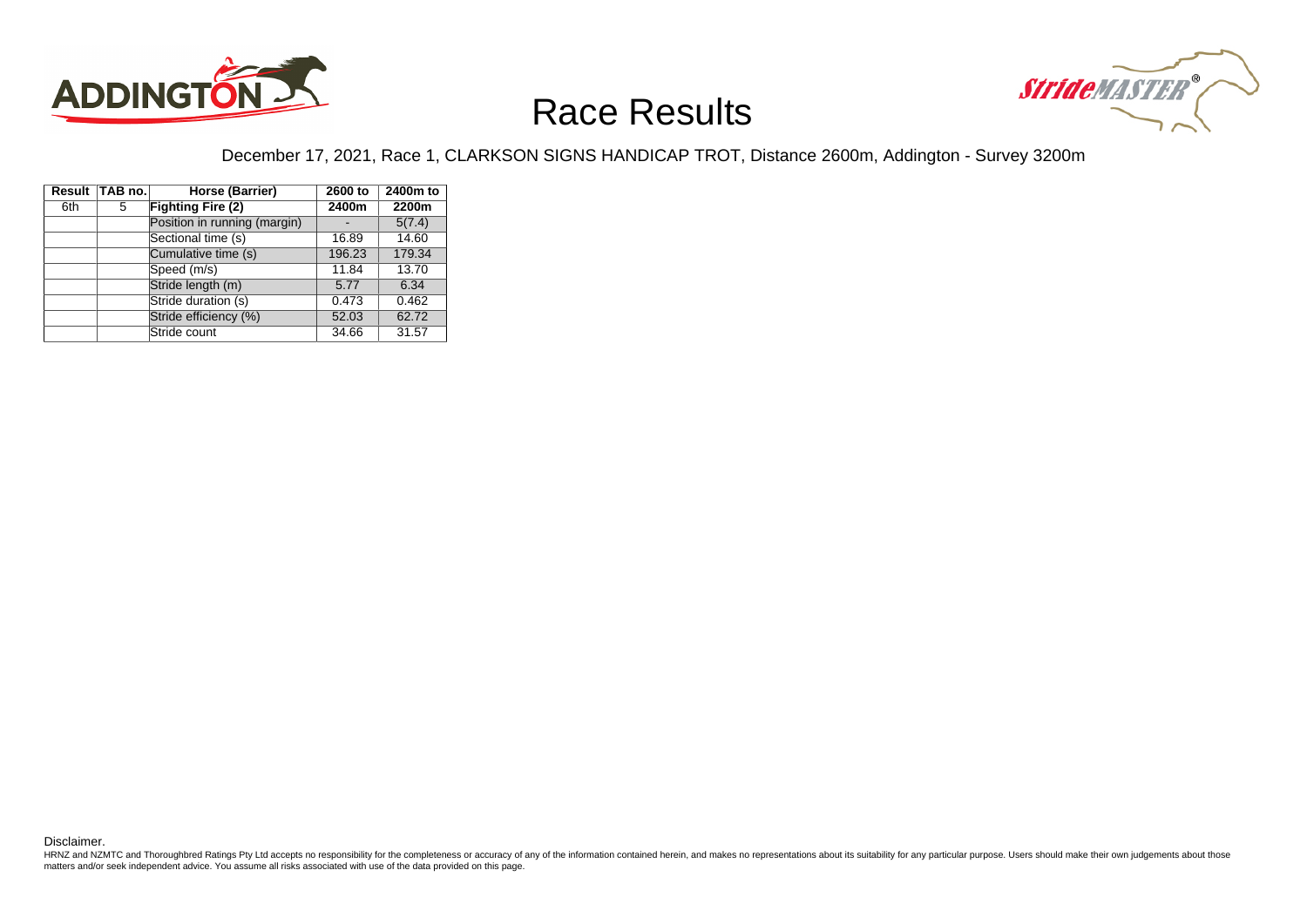# Race Results

December 17, 2021, Race 1, CLARKSON SIGNS HANDICAP TROT, Distance 2600m, Addington - Survey 3200m

| Result | TAB no. | Horse (Barrier) | 2600 to 2400m | 2400m to 2200m |
|---|---|---|---|---|
| 6th | 5 | **Fighting Fire (2)** | | |
| | | Position in running (margin) | - | 5(7.4) |
| | | Sectional time (s) | 16.89 | 14.60 |
| | | Cumulative time (s) | 196.23 | 179.34 |
| | | Speed (m/s) | 11.84 | 13.70 |
| | | Stride length (m) | 5.77 | 6.34 |
| | | Stride duration (s) | 0.473 | 0.462 |
| | | Stride efficiency (%) | 52.03 | 62.72 |
| | | Stride count | 34.66 | 31.57 |

Disclaimer.

HRNZ and NZMTC and Thoroughbred Ratings Pty Ltd accepts no responsibility for the completeness or accuracy of any of the information contained herein, and makes no representations about its suitability for any particular purpose. Users should make their own judgements about those matters and/or seek independent advice. You assume all risks associated with use of the data provided on this page.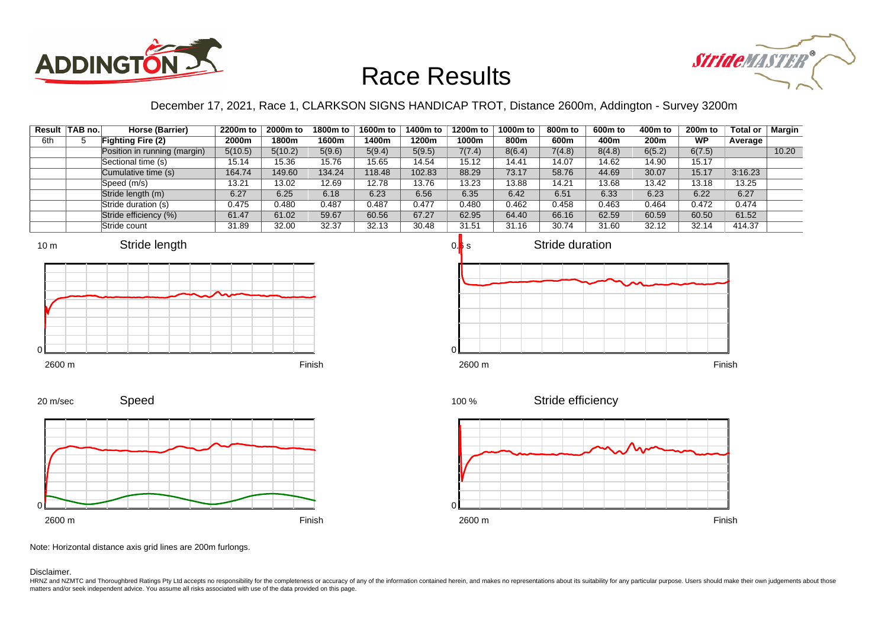# Race Results

December 17, 2021, Race 1, CLARKSON SIGNS HANDICAP TROT, Distance 2600m, Addington - Survey 3200m

| Result | TAB no. | Horse (Barrier) | 2200m to 2000m | 2000m to 1800m | 1800m to 1600m | 1600m to 1400m | 1400m to 1200m | 1200m to 1000m | 1000m to 800m | 800m to 600m | 600m to 400m | 400m to 200m | 200m to WP | Total or Average | Margin |
|---|---|---|---|---|---|---|---|---|---|---|---|---|---|---|---|
| 6th | 5 | **Fighting Fire (2)** | | | | | | | | | | | | | |
| | | Position in running (margin) | 5(10.5) | 5(10.2) | 5(9.6) | 5(9.4) | 5(9.5) | 7(7.4) | 8(6.4) | 7(4.8) | 8(4.8) | 6(5.2) | 6(7.5) | | 10.20 |
| | | Sectional time (s) | 15.14 | 15.36 | 15.76 | 15.65 | 14.54 | 15.12 | 14.41 | 14.07 | 14.62 | 14.90 | 15.17 | | |
| | | Cumulative time (s) | 164.74 | 149.60 | 134.24 | 118.48 | 102.83 | 88.29 | 73.17 | 58.76 | 44.69 | 30.07 | 15.17 | 3:16.23 | |
| | | Speed (m/s) | 13.21 | 13.02 | 12.69 | 12.78 | 13.76 | 13.23 | 13.88 | 14.21 | 13.68 | 13.42 | 13.18 | 13.25 | |
| | | Stride length (m) | 6.27 | 6.25 | 6.18 | 6.23 | 6.56 | 6.35 | 6.42 | 6.51 | 6.33 | 6.23 | 6.22 | 6.27 | |
| | | Stride duration (s) | 0.475 | 0.480 | 0.487 | 0.487 | 0.477 | 0.480 | 0.462 | 0.458 | 0.463 | 0.464 | 0.472 | 0.474 | |
| | | Stride efficiency (%) | 61.47 | 61.02 | 59.67 | 60.56 | 67.27 | 62.95 | 64.40 | 66.16 | 62.59 | 60.59 | 60.50 | 61.52 | |
| | | Stride count | 31.89 | 32.00 | 32.37 | 32.13 | 30.48 | 31.51 | 31.16 | 30.74 | 31.60 | 32.12 | 32.14 | 414.37 | |

Stride length (10 m, 0; 2600 m – Finish)

Stride duration (0.5 s, 0; 2600 m – Finish)

Speed (20 m/sec, 0; 2600 m – Finish)

Stride efficiency (100 %, 0; 2600 m – Finish)

Note: Horizontal distance axis grid lines are 200m furlongs.

Disclaimer.

HRNZ and NZMTC and Thoroughbred Ratings Pty Ltd accepts no responsibility for the completeness or accuracy of any of the information contained herein, and makes no representations about its suitability for any particular purpose. Users should make their own judgements about those matters and/or seek independent advice. You assume all risks associated with use of the data provided on this page.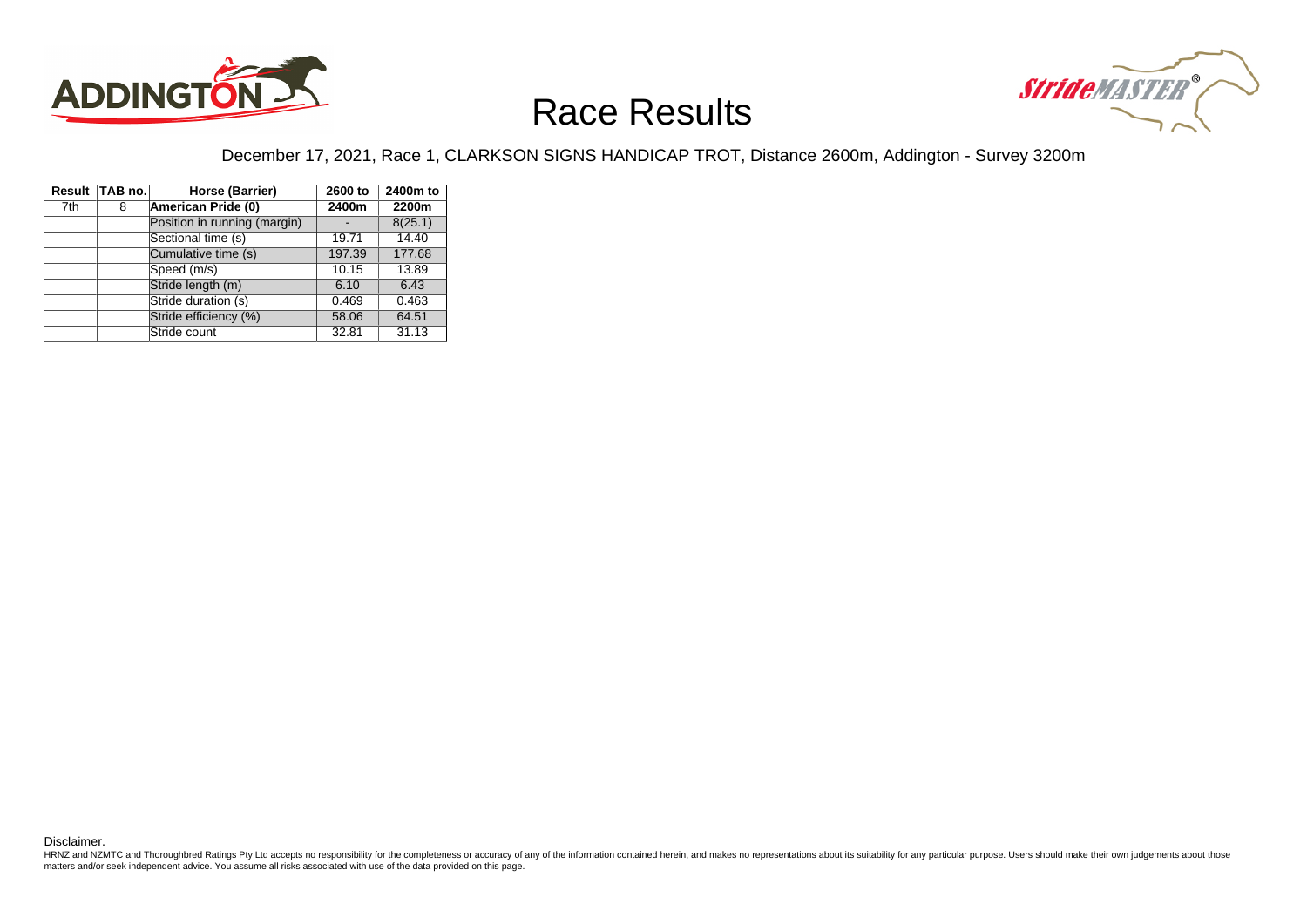# Race Results

December 17, 2021, Race 1, CLARKSON SIGNS HANDICAP TROT, Distance 2600m, Addington - Survey 3200m

| Result | TAB no. | Horse (Barrier) | 2600 to 2400m | 2400m to 2200m |
|---|---|---|---|---|
| 7th | 8 | **American Pride (0)** | | |
| | | Position in running (margin) | - | 8(25.1) |
| | | Sectional time (s) | 19.71 | 14.40 |
| | | Cumulative time (s) | 197.39 | 177.68 |
| | | Speed (m/s) | 10.15 | 13.89 |
| | | Stride length (m) | 6.10 | 6.43 |
| | | Stride duration (s) | 0.469 | 0.463 |
| | | Stride efficiency (%) | 58.06 | 64.51 |
| | | Stride count | 32.81 | 31.13 |

Disclaimer.

HRNZ and NZMTC and Thoroughbred Ratings Pty Ltd accepts no responsibility for the completeness or accuracy of any of the information contained herein, and makes no representations about its suitability for any particular purpose. Users should make their own judgements about those matters and/or seek independent advice. You assume all risks associated with use of the data provided on this page.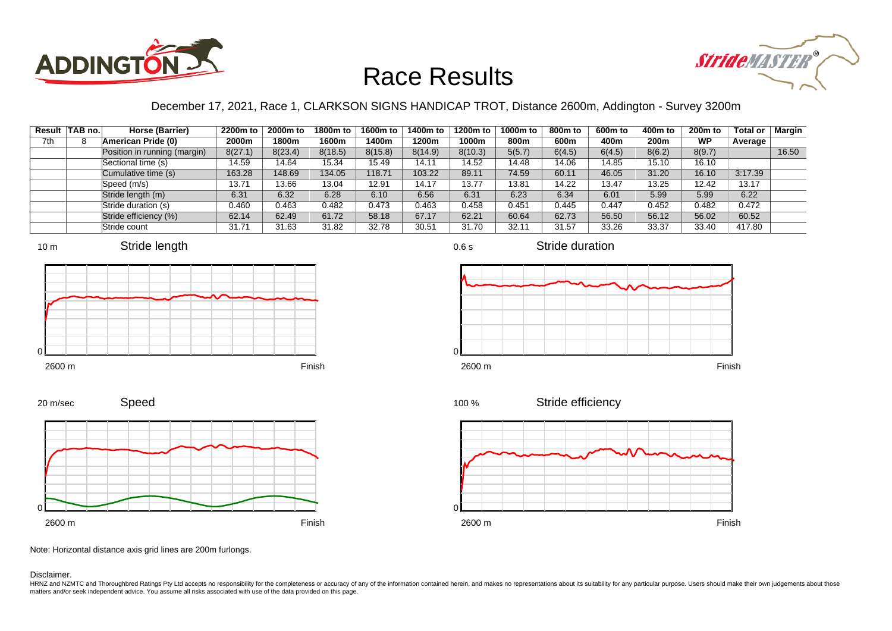# Race Results

December 17, 2021, Race 1, CLARKSON SIGNS HANDICAP TROT, Distance 2600m, Addington - Survey 3200m

| Result | TAB no. | Horse (Barrier) | 2200m to 2000m | 2000m to 1800m | 1800m to 1600m | 1600m to 1400m | 1400m to 1200m | 1200m to 1000m | 1000m to 800m | 800m to 600m | 600m to 400m | 400m to 200m | 200m to WP | Total or Average | Margin |
|---|---|---|---|---|---|---|---|---|---|---|---|---|---|---|---|
| 7th | 8 | American Pride (0) | | | | | | | | | | | | | |
| | | Position in running (margin) | 8(27.1) | 8(23.4) | 8(18.5) | 8(15.8) | 8(14.9) | 8(10.3) | 5(5.7) | 6(4.5) | 6(4.5) | 8(6.2) | 8(9.7) | | 16.50 |
| | | Sectional time (s) | 14.59 | 14.64 | 15.34 | 15.49 | 14.11 | 14.52 | 14.48 | 14.06 | 14.85 | 15.10 | 16.10 | | |
| | | Cumulative time (s) | 163.28 | 148.69 | 134.05 | 118.71 | 103.22 | 89.11 | 74.59 | 60.11 | 46.05 | 31.20 | 16.10 | 3:17.39 | |
| | | Speed (m/s) | 13.71 | 13.66 | 13.04 | 12.91 | 14.17 | 13.77 | 13.81 | 14.22 | 13.47 | 13.25 | 12.42 | 13.17 | |
| | | Stride length (m) | 6.31 | 6.32 | 6.28 | 6.10 | 6.56 | 6.31 | 6.23 | 6.34 | 6.01 | 5.99 | 5.99 | 6.22 | |
| | | Stride duration (s) | 0.460 | 0.463 | 0.482 | 0.473 | 0.463 | 0.458 | 0.451 | 0.445 | 0.447 | 0.452 | 0.482 | 0.472 | |
| | | Stride efficiency (%) | 62.14 | 62.49 | 61.72 | 58.18 | 67.17 | 62.21 | 60.64 | 62.73 | 56.50 | 56.12 | 56.02 | 60.52 | |
| | | Stride count | 31.71 | 31.63 | 31.82 | 32.78 | 30.51 | 31.70 | 32.11 | 31.57 | 33.26 | 33.37 | 33.40 | 417.80 | |

Note: Horizontal distance axis grid lines are 200m furlongs.

Disclaimer.

HRNZ and NZMTC and Thoroughbred Ratings Pty Ltd accepts no responsibility for the completeness or accuracy of any of the information contained herein, and makes no representations about its suitability for any particular purpose. Users should make their own judgements about those matters and/or seek independent advice. You assume all risks associated with use of the data provided on this page.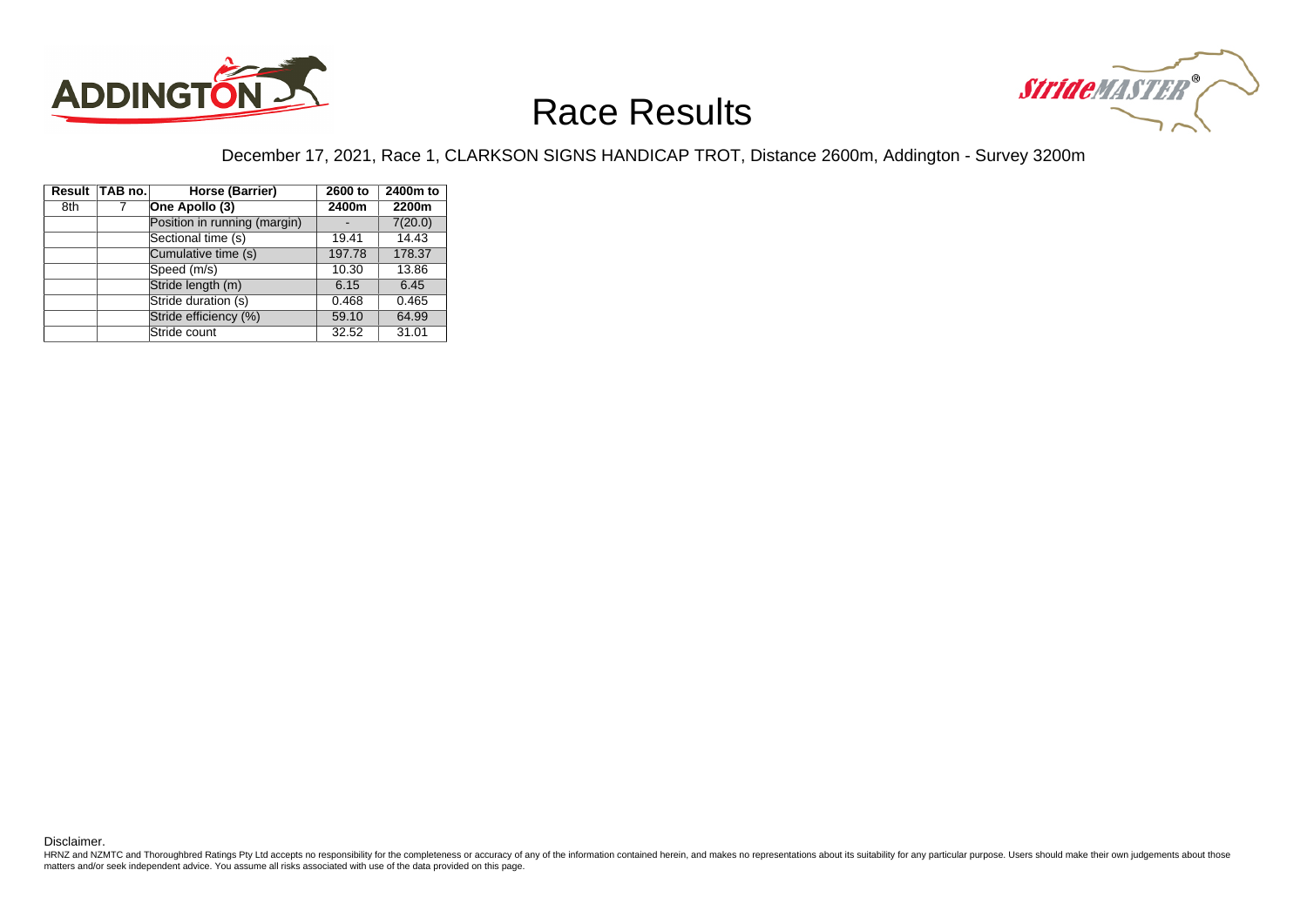# Race Results

December 17, 2021, Race 1, CLARKSON SIGNS HANDICAP TROT, Distance 2600m, Addington - Survey 3200m

| Result | TAB no. | Horse (Barrier) | 2600 to | 2400m to |
|---|---|---|---|---|
| 8th | 7 | **One Apollo (3)** | **2400m** | **2200m** |
| | | Position in running (margin) | - | 7(20.0) |
| | | Sectional time (s) | 19.41 | 14.43 |
| | | Cumulative time (s) | 197.78 | 178.37 |
| | | Speed (m/s) | 10.30 | 13.86 |
| | | Stride length (m) | 6.15 | 6.45 |
| | | Stride duration (s) | 0.468 | 0.465 |
| | | Stride efficiency (%) | 59.10 | 64.99 |
| | | Stride count | 32.52 | 31.01 |

Disclaimer.

HRNZ and NZMTC and Thoroughbred Ratings Pty Ltd accepts no responsibility for the completeness or accuracy of any of the information contained herein, and makes no representations about its suitability for any particular purpose. Users should make their own judgements about those matters and/or seek independent advice. You assume all risks associated with use of the data provided on this page.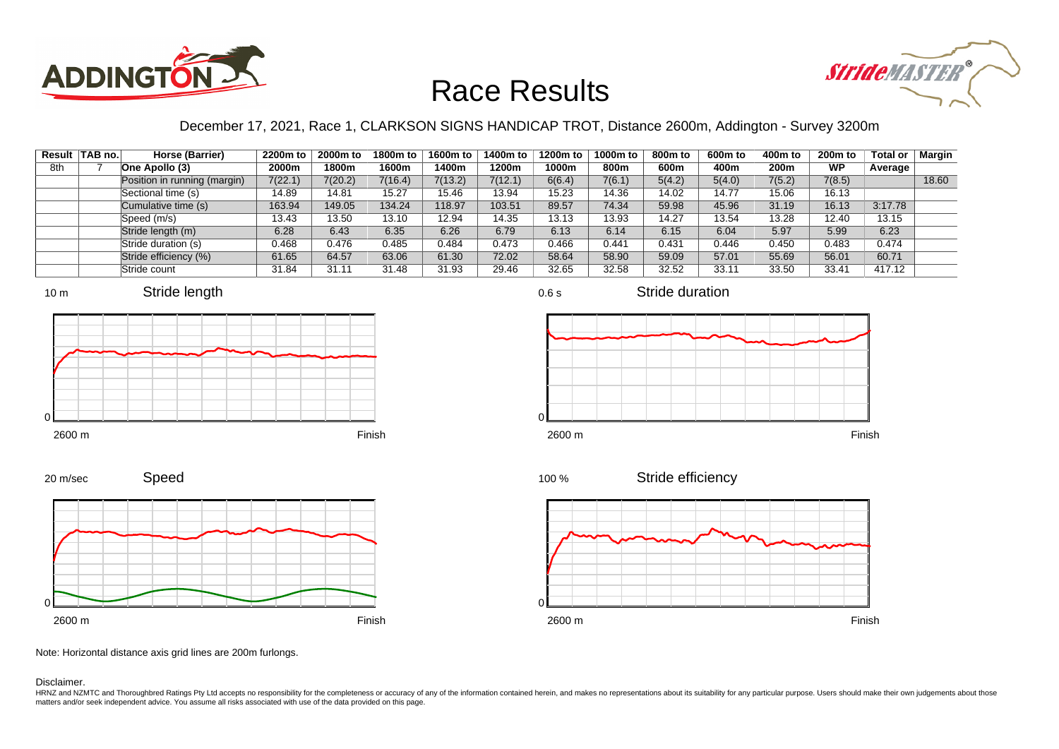# Race Results

December 17, 2021, Race 1, CLARKSON SIGNS HANDICAP TROT, Distance 2600m, Addington - Survey 3200m

| Result | TAB no. | Horse (Barrier) | 2200m to 2000m | 2000m to 1800m | 1800m to 1600m | 1600m to 1400m | 1400m to 1200m | 1200m to 1000m | 1000m to 800m | 800m to 600m | 600m to 400m | 400m to 200m | 200m to WP | Total or Average | Margin |
|---|---|---|---|---|---|---|---|---|---|---|---|---|---|---|---|
| 8th | 7 | One Apollo (3) | | | | | | | | | | | | | |
| | | Position in running (margin) | 7(22.1) | 7(20.2) | 7(16.4) | 7(13.2) | 7(12.1) | 6(6.4) | 7(6.1) | 5(4.2) | 5(4.0) | 7(5.2) | 7(8.5) | | 18.60 |
| | | Sectional time (s) | 14.89 | 14.81 | 15.27 | 15.46 | 13.94 | 15.23 | 14.36 | 14.02 | 14.77 | 15.06 | 16.13 | | |
| | | Cumulative time (s) | 163.94 | 149.05 | 134.24 | 118.97 | 103.51 | 89.57 | 74.34 | 59.98 | 45.96 | 31.19 | 16.13 | 3:17.78 | |
| | | Speed (m/s) | 13.43 | 13.50 | 13.10 | 12.94 | 14.35 | 13.13 | 13.93 | 14.27 | 13.54 | 13.28 | 12.40 | 13.15 | |
| | | Stride length (m) | 6.28 | 6.43 | 6.35 | 6.26 | 6.79 | 6.13 | 6.14 | 6.15 | 6.04 | 5.97 | 5.99 | 6.23 | |
| | | Stride duration (s) | 0.468 | 0.476 | 0.485 | 0.484 | 0.473 | 0.466 | 0.441 | 0.431 | 0.446 | 0.450 | 0.483 | 0.474 | |
| | | Stride efficiency (%) | 61.65 | 64.57 | 63.06 | 61.30 | 72.02 | 58.64 | 58.90 | 59.09 | 57.01 | 55.69 | 56.01 | 60.71 | |
| | | Stride count | 31.84 | 31.11 | 31.48 | 31.93 | 29.46 | 32.65 | 32.58 | 32.52 | 33.11 | 33.50 | 33.41 | 417.12 | |

Stride length
10 m
0
2600 m
Finish

Stride duration
0.6 s
0
2600 m
Finish

Speed
20 m/sec
0
2600 m
Finish

Stride efficiency
100 %
0
2600 m
Finish

Note: Horizontal distance axis grid lines are 200m furlongs.

Disclaimer.

HRNZ and NZMTC and Thoroughbred Ratings Pty Ltd accepts no responsibility for the completeness or accuracy of any of the information contained herein, and makes no representations about its suitability for any particular purpose. Users should make their own judgements about those matters and/or seek independent advice. You assume all risks associated with use of the data provided on this page.